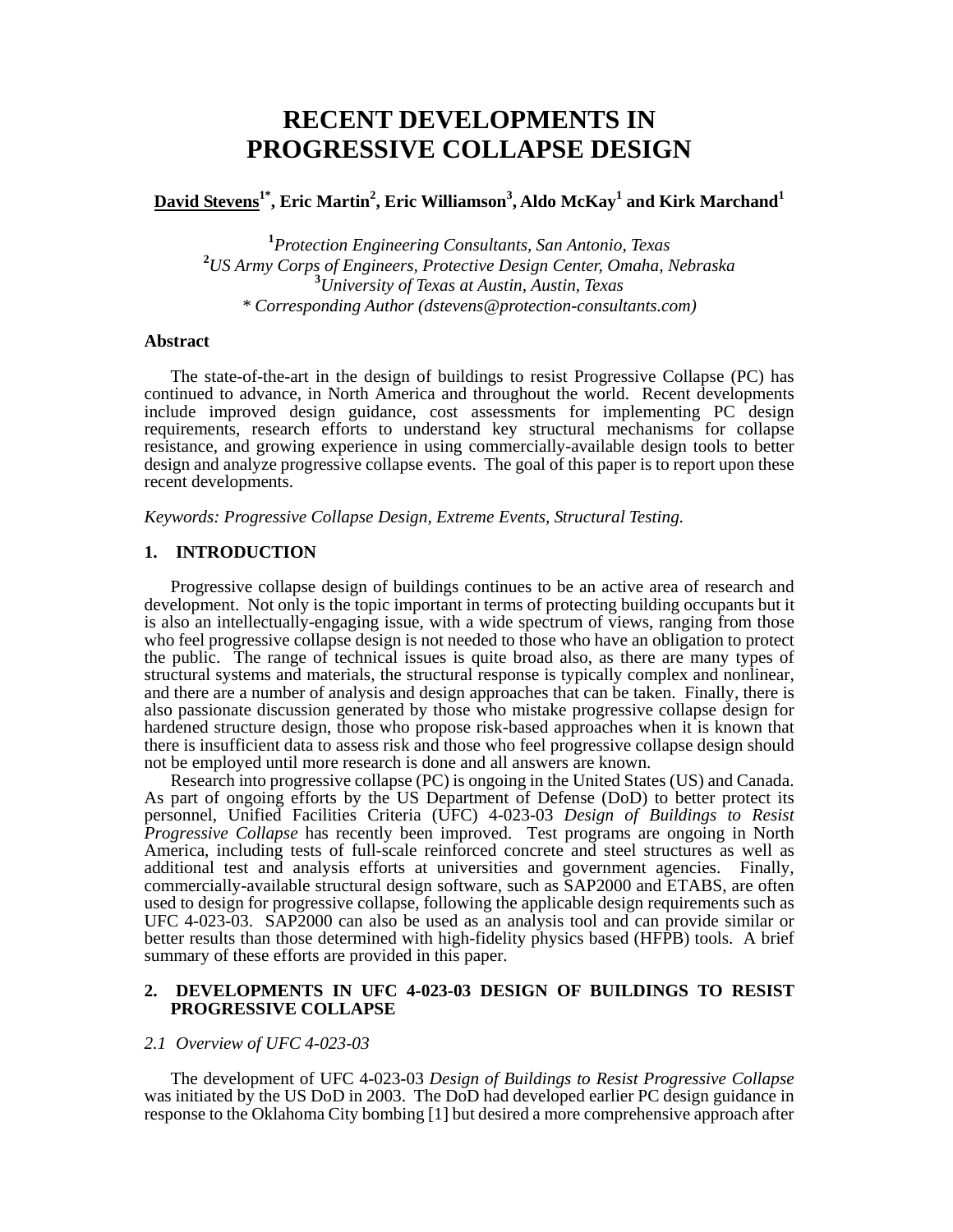# RECENT DEVELOPMENTS IN PROGRESSIVE COLLAPSE DESIGN

**David Stevens[1*], Eric Martin[2], Eric Williamson[3], Aldo McKay[1] and Kirk Marchand[1]**

[1] *Protection Engineering Consultants, San Antonio, Texas*
[2] *US Army Corps of Engineers, Protective Design Center, Omaha, Nebraska*
[3] *University of Texas at Austin, Austin, Texas*
\* *Corresponding Author (dstevens@protection-consultants.com)*

### Abstract

The state-of-the-art in the design of buildings to resist Progressive Collapse (PC) has continued to advance, in North America and throughout the world. Recent developments include improved design guidance, cost assessments for implementing PC design requirements, research efforts to understand key structural mechanisms for collapse resistance, and growing experience in using commercially-available design tools to better design and analyze progressive collapse events. The goal of this paper is to report upon these recent developments.

*Keywords: Progressive Collapse Design, Extreme Events, Structural Testing.*

## 1. INTRODUCTION

Progressive collapse design of buildings continues to be an active area of research and development. Not only is the topic important in terms of protecting building occupants but it is also an intellectually-engaging issue, with a wide spectrum of views, ranging from those who feel progressive collapse design is not needed to those who have an obligation to protect the public. The range of technical issues is quite broad also, as there are many types of structural systems and materials, the structural response is typically complex and nonlinear, and there are a number of analysis and design approaches that can be taken. Finally, there is also passionate discussion generated by those who mistake progressive collapse design for hardened structure design, those who propose risk-based approaches when it is known that there is insufficient data to assess risk and those who feel progressive collapse design should not be employed until more research is done and all answers are known.

Research into progressive collapse (PC) is ongoing in the United States (US) and Canada. As part of ongoing efforts by the US Department of Defense (DoD) to better protect its personnel, Unified Facilities Criteria (UFC) 4-023-03 *Design of Buildings to Resist Progressive Collapse* has recently been improved. Test programs are ongoing in North America, including tests of full-scale reinforced concrete and steel structures as well as additional test and analysis efforts at universities and government agencies. Finally, commercially-available structural design software, such as SAP2000 and ETABS, are often used to design for progressive collapse, following the applicable design requirements such as UFC 4-023-03. SAP2000 can also be used as an analysis tool and can provide similar or better results than those determined with high-fidelity physics based (HFPB) tools. A brief summary of these efforts are provided in this paper.

## 2. DEVELOPMENTS IN UFC 4-023-03 DESIGN OF BUILDINGS TO RESIST PROGRESSIVE COLLAPSE

### *2.1 Overview of UFC 4-023-03*

The development of UFC 4-023-03 *Design of Buildings to Resist Progressive Collapse* was initiated by the US DoD in 2003. The DoD had developed earlier PC design guidance in response to the Oklahoma City bombing [1] but desired a more comprehensive approach after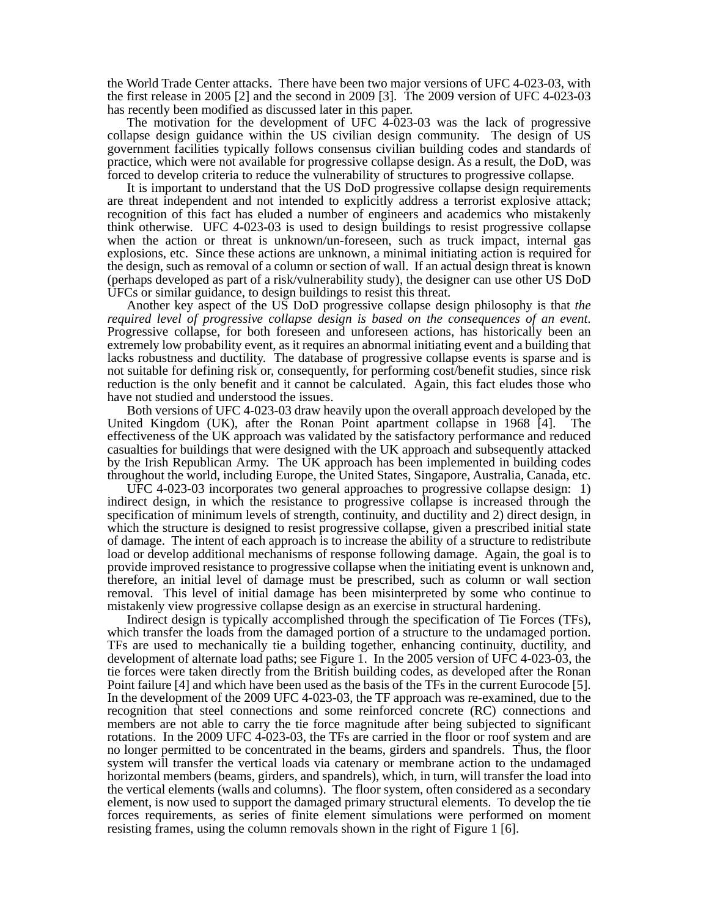the World Trade Center attacks. There have been two major versions of UFC 4-023-03, with the first release in 2005 [2] and the second in 2009 [3]. The 2009 version of UFC 4-023-03 has recently been modified as discussed later in this paper.

The motivation for the development of UFC 4-023-03 was the lack of progressive collapse design guidance within the US civilian design community. The design of US government facilities typically follows consensus civilian building codes and standards of practice, which were not available for progressive collapse design. As a result, the DoD, was forced to develop criteria to reduce the vulnerability of structures to progressive collapse.

It is important to understand that the US DoD progressive collapse design requirements are threat independent and not intended to explicitly address a terrorist explosive attack; recognition of this fact has eluded a number of engineers and academics who mistakenly think otherwise. UFC 4-023-03 is used to design buildings to resist progressive collapse when the action or threat is unknown/un-foreseen, such as truck impact, internal gas explosions, etc. Since these actions are unknown, a minimal initiating action is required for the design, such as removal of a column or section of wall. If an actual design threat is known (perhaps developed as part of a risk/vulnerability study), the designer can use other US DoD UFCs or similar guidance, to design buildings to resist this threat.

Another key aspect of the US DoD progressive collapse design philosophy is that *the required level of progressive collapse design is based on the consequences of an event*. Progressive collapse, for both foreseen and unforeseen actions, has historically been an extremely low probability event, as it requires an abnormal initiating event and a building that lacks robustness and ductility. The database of progressive collapse events is sparse and is not suitable for defining risk or, consequently, for performing cost/benefit studies, since risk reduction is the only benefit and it cannot be calculated. Again, this fact eludes those who have not studied and understood the issues.

Both versions of UFC 4-023-03 draw heavily upon the overall approach developed by the United Kingdom (UK), after the Ronan Point apartment collapse in 1968 [4]. The effectiveness of the UK approach was validated by the satisfactory performance and reduced casualties for buildings that were designed with the UK approach and subsequently attacked by the Irish Republican Army. The UK approach has been implemented in building codes throughout the world, including Europe, the United States, Singapore, Australia, Canada, etc.

UFC 4-023-03 incorporates two general approaches to progressive collapse design: 1) indirect design, in which the resistance to progressive collapse is increased through the specification of minimum levels of strength, continuity, and ductility and 2) direct design, in which the structure is designed to resist progressive collapse, given a prescribed initial state of damage. The intent of each approach is to increase the ability of a structure to redistribute load or develop additional mechanisms of response following damage. Again, the goal is to provide improved resistance to progressive collapse when the initiating event is unknown and, therefore, an initial level of damage must be prescribed, such as column or wall section removal. This level of initial damage has been misinterpreted by some who continue to mistakenly view progressive collapse design as an exercise in structural hardening.

Indirect design is typically accomplished through the specification of Tie Forces (TFs), which transfer the loads from the damaged portion of a structure to the undamaged portion. TFs are used to mechanically tie a building together, enhancing continuity, ductility, and development of alternate load paths; see Figure 1. In the 2005 version of UFC 4-023-03, the tie forces were taken directly from the British building codes, as developed after the Ronan Point failure [4] and which have been used as the basis of the TFs in the current Eurocode [5]. In the development of the 2009 UFC 4-023-03, the TF approach was re-examined, due to the recognition that steel connections and some reinforced concrete (RC) connections and members are not able to carry the tie force magnitude after being subjected to significant rotations. In the 2009 UFC 4-023-03, the TFs are carried in the floor or roof system and are no longer permitted to be concentrated in the beams, girders and spandrels. Thus, the floor system will transfer the vertical loads via catenary or membrane action to the undamaged horizontal members (beams, girders, and spandrels), which, in turn, will transfer the load into the vertical elements (walls and columns). The floor system, often considered as a secondary element, is now used to support the damaged primary structural elements. To develop the tie forces requirements, as series of finite element simulations were performed on moment resisting frames, using the column removals shown in the right of Figure 1 [6].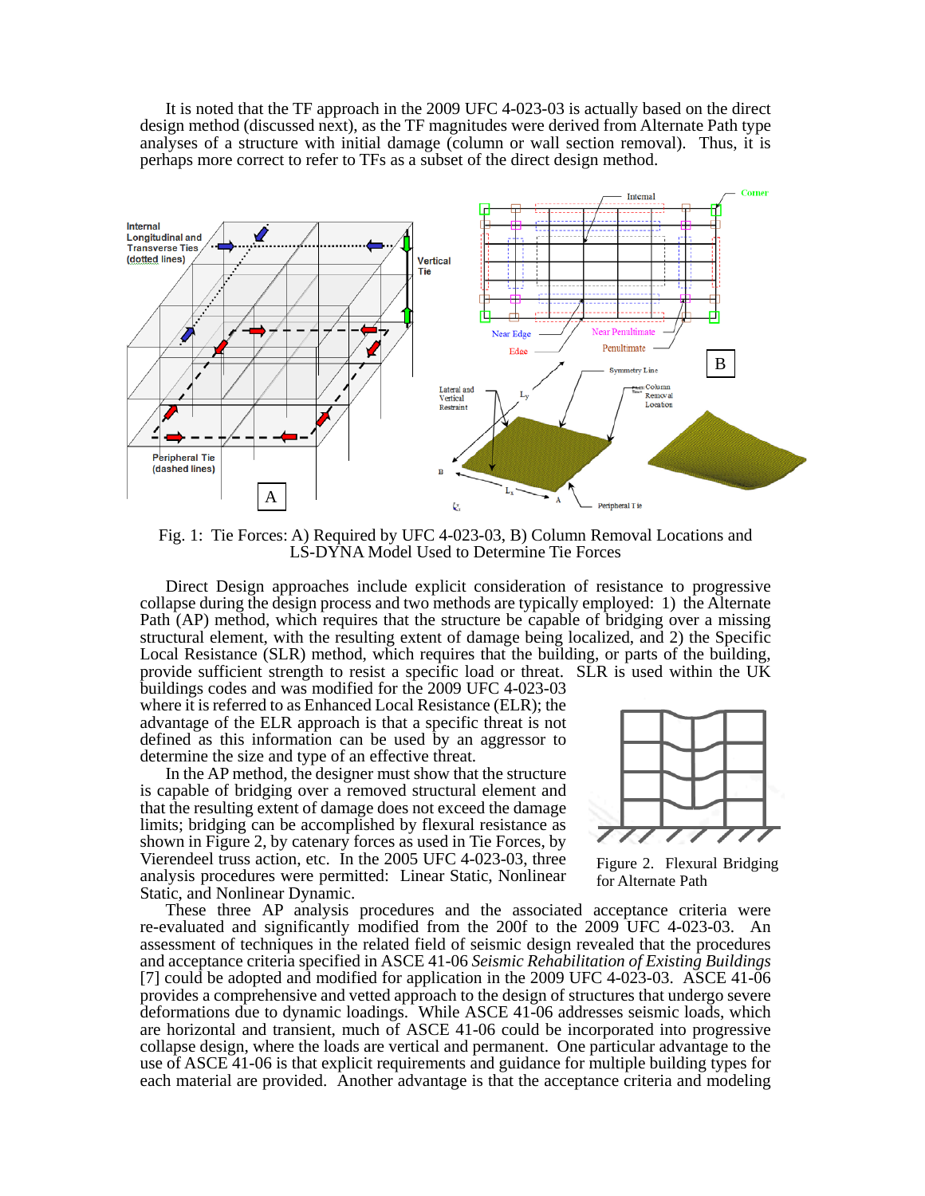It is noted that the TF approach in the 2009 UFC 4-023-03 is actually based on the direct design method (discussed next), as the TF magnitudes were derived from Alternate Path type analyses of a structure with initial damage (column or wall section removal). Thus, it is perhaps more correct to refer to TFs as a subset of the direct design method.

Fig. 1: Tie Forces: A) Required by UFC 4-023-03, B) Column Removal Locations and LS-DYNA Model Used to Determine Tie Forces

Direct Design approaches include explicit consideration of resistance to progressive collapse during the design process and two methods are typically employed: 1) the Alternate Path (AP) method, which requires that the structure be capable of bridging over a missing structural element, with the resulting extent of damage being localized, and 2) the Specific Local Resistance (SLR) method, which requires that the building, or parts of the building, provide sufficient strength to resist a specific load or threat. SLR is used within the UK buildings codes and was modified for the 2009 UFC 4-023-03 where it is referred to as Enhanced Local Resistance (ELR); the advantage of the ELR approach is that a specific threat is not defined as this information can be used by an aggressor to determine the size and type of an effective threat.

In the AP method, the designer must show that the structure is capable of bridging over a removed structural element and that the resulting extent of damage does not exceed the damage limits; bridging can be accomplished by flexural resistance as shown in Figure 2, by catenary forces as used in Tie Forces, by Vierendeel truss action, etc. In the 2005 UFC 4-023-03, three analysis procedures were permitted: Linear Static, Nonlinear Static, and Nonlinear Dynamic.

Figure 2. Flexural Bridging for Alternate Path

These three AP analysis procedures and the associated acceptance criteria were re-evaluated and significantly modified from the 200f to the 2009 UFC 4-023-03. An assessment of techniques in the related field of seismic design revealed that the procedures and acceptance criteria specified in ASCE 41-06 *Seismic Rehabilitation of Existing Buildings* [7] could be adopted and modified for application in the 2009 UFC 4-023-03. ASCE 41-06 provides a comprehensive and vetted approach to the design of structures that undergo severe deformations due to dynamic loadings. While ASCE 41-06 addresses seismic loads, which are horizontal and transient, much of ASCE 41-06 could be incorporated into progressive collapse design, where the loads are vertical and permanent. One particular advantage to the use of ASCE 41-06 is that explicit requirements and guidance for multiple building types for each material are provided. Another advantage is that the acceptance criteria and modeling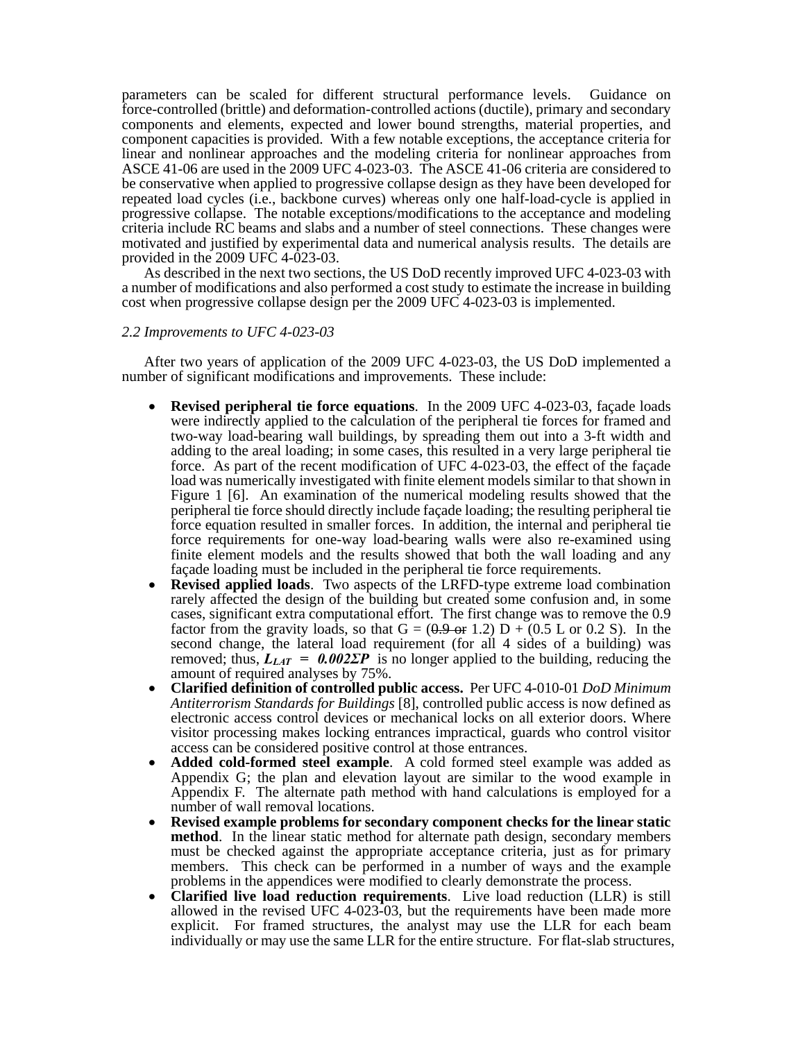parameters can be scaled for different structural performance levels. Guidance on force-controlled (brittle) and deformation-controlled actions (ductile), primary and secondary components and elements, expected and lower bound strengths, material properties, and component capacities is provided. With a few notable exceptions, the acceptance criteria for linear and nonlinear approaches and the modeling criteria for nonlinear approaches from ASCE 41-06 are used in the 2009 UFC 4-023-03. The ASCE 41-06 criteria are considered to be conservative when applied to progressive collapse design as they have been developed for repeated load cycles (i.e., backbone curves) whereas only one half-load-cycle is applied in progressive collapse. The notable exceptions/modifications to the acceptance and modeling criteria include RC beams and slabs and a number of steel connections. These changes were motivated and justified by experimental data and numerical analysis results. The details are provided in the 2009 UFC 4-023-03.

As described in the next two sections, the US DoD recently improved UFC 4-023-03 with a number of modifications and also performed a cost study to estimate the increase in building cost when progressive collapse design per the 2009 UFC 4-023-03 is implemented.

### *2.2 Improvements to UFC 4-023-03*

After two years of application of the 2009 UFC 4-023-03, the US DoD implemented a number of significant modifications and improvements. These include:

- **Revised peripheral tie force equations**. In the 2009 UFC 4-023-03, façade loads were indirectly applied to the calculation of the peripheral tie forces for framed and two-way load-bearing wall buildings, by spreading them out into a 3-ft width and adding to the areal loading; in some cases, this resulted in a very large peripheral tie force. As part of the recent modification of UFC 4-023-03, the effect of the façade load was numerically investigated with finite element models similar to that shown in Figure 1 [6]. An examination of the numerical modeling results showed that the peripheral tie force should directly include façade loading; the resulting peripheral tie force equation resulted in smaller forces. In addition, the internal and peripheral tie force requirements for one-way load-bearing walls were also re-examined using finite element models and the results showed that both the wall loading and any façade loading must be included in the peripheral tie force requirements.
- **Revised applied loads**. Two aspects of the LRFD-type extreme load combination rarely affected the design of the building but created some confusion and, in some cases, significant extra computational effort. The first change was to remove the 0.9 factor from the gravity loads, so that G = (~~0.9 or~~ 1.2) D + (0.5 L or 0.2 S). In the second change, the lateral load requirement (for all 4 sides of a building) was removed; thus, $L_{LAT} = 0.002\Sigma P$ is no longer applied to the building, reducing the amount of required analyses by 75%.
- **Clarified definition of controlled public access.** Per UFC 4-010-01 *DoD Minimum Antiterrorism Standards for Buildings* [8], controlled public access is now defined as electronic access control devices or mechanical locks on all exterior doors. Where visitor processing makes locking entrances impractical, guards who control visitor access can be considered positive control at those entrances.
- **Added cold-formed steel example**. A cold formed steel example was added as Appendix G; the plan and elevation layout are similar to the wood example in Appendix F. The alternate path method with hand calculations is employed for a number of wall removal locations.
- **Revised example problems for secondary component checks for the linear static method**. In the linear static method for alternate path design, secondary members must be checked against the appropriate acceptance criteria, just as for primary members. This check can be performed in a number of ways and the example problems in the appendices were modified to clearly demonstrate the process.
- **Clarified live load reduction requirements**. Live load reduction (LLR) is still allowed in the revised UFC 4-023-03, but the requirements have been made more explicit. For framed structures, the analyst may use the LLR for each beam individually or may use the same LLR for the entire structure. For flat-slab structures,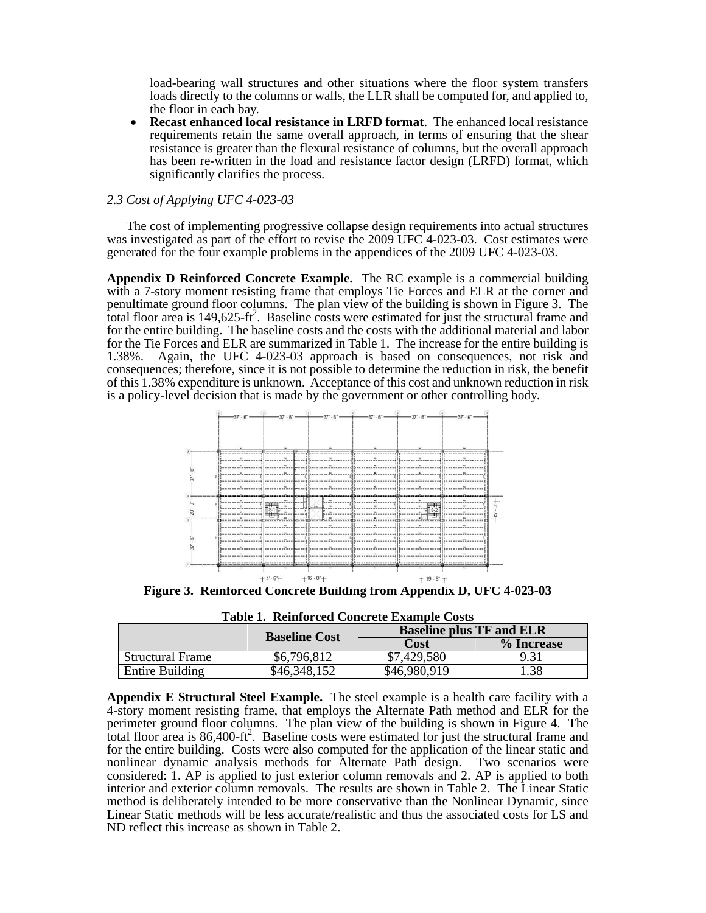load-bearing wall structures and other situations where the floor system transfers loads directly to the columns or walls, the LLR shall be computed for, and applied to, the floor in each bay.

- **Recast enhanced local resistance in LRFD format**. The enhanced local resistance requirements retain the same overall approach, in terms of ensuring that the shear resistance is greater than the flexural resistance of columns, but the overall approach has been re-written in the load and resistance factor design (LRFD) format, which significantly clarifies the process.

*2.3 Cost of Applying UFC 4-023-03*

The cost of implementing progressive collapse design requirements into actual structures was investigated as part of the effort to revise the 2009 UFC 4-023-03. Cost estimates were generated for the four example problems in the appendices of the 2009 UFC 4-023-03.

**Appendix D Reinforced Concrete Example.** The RC example is a commercial building with a 7-story moment resisting frame that employs Tie Forces and ELR at the corner and penultimate ground floor columns. The plan view of the building is shown in Figure 3. The total floor area is 149,625-ft$^2$. Baseline costs were estimated for just the structural frame and for the entire building. The baseline costs and the costs with the additional material and labor for the Tie Forces and ELR are summarized in Table 1. The increase for the entire building is 1.38%. Again, the UFC 4-023-03 approach is based on consequences, not risk and consequences; therefore, since it is not possible to determine the reduction in risk, the benefit of this 1.38% expenditure is unknown. Acceptance of this cost and unknown reduction in risk is a policy-level decision that is made by the government or other controlling body.

**Figure 3. Reinforced Concrete Building from Appendix D, UFC 4-023-03**

**Table 1. Reinforced Concrete Example Costs**

| | Baseline Cost | Baseline plus TF and ELR | |
|---|---|---|---|
| | | Cost | % Increase |
| Structural Frame | $6,796,812 | $7,429,580 | 9.31 |
| Entire Building | $46,348,152 | $46,980,919 | 1.38 |

**Appendix E Structural Steel Example.** The steel example is a health care facility with a 4-story moment resisting frame, that employs the Alternate Path method and ELR for the perimeter ground floor columns. The plan view of the building is shown in Figure 4. The total floor area is 86,400-ft$^2$. Baseline costs were estimated for just the structural frame and for the entire building. Costs were also computed for the application of the linear static and nonlinear dynamic analysis methods for Alternate Path design. Two scenarios were considered: 1. AP is applied to just exterior column removals and 2. AP is applied to both interior and exterior column removals. The results are shown in Table 2. The Linear Static method is deliberately intended to be more conservative than the Nonlinear Dynamic, since Linear Static methods will be less accurate/realistic and thus the associated costs for LS and ND reflect this increase as shown in Table 2.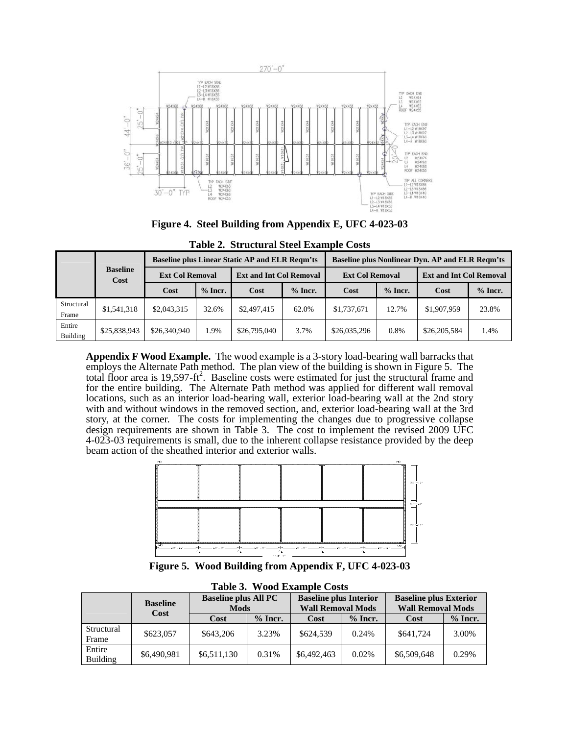**Figure 4. Steel Building from Appendix E, UFC 4-023-03**

**Table 2. Structural Steel Example Costs**

| | Baseline Cost | Baseline plus Linear Static AP and ELR Reqm'ts | | | | Baseline plus Nonlinear Dyn. AP and ELR Reqm'ts | | | |
|---|---|---|---|---|---|---|---|---|---|
| | | Ext Col Removal | | Ext and Int Col Removal | | Ext Col Removal | | Ext and Int Col Removal | |
| | | Cost | % Incr. | Cost | % Incr. | Cost | % Incr. | Cost | % Incr. |
| Structural Frame | $1,541,318 | $2,043,315 | 32.6% | $2,497,415 | 62.0% | $1,737,671 | 12.7% | $1,907,959 | 23.8% |
| Entire Building | $25,838,943 | $26,340,940 | 1.9% | $26,795,040 | 3.7% | $26,035,296 | 0.8% | $26,205,584 | 1.4% |

**Appendix F Wood Example.** The wood example is a 3-story load-bearing wall barracks that employs the Alternate Path method. The plan view of the building is shown in Figure 5. The total floor area is 19,597-ft$^2$. Baseline costs were estimated for just the structural frame and for the entire building. The Alternate Path method was applied for different wall removal locations, such as an interior load-bearing wall, exterior load-bearing wall at the 2nd story with and without windows in the removed section, and, exterior load-bearing wall at the 3rd story, at the corner. The costs for implementing the changes due to progressive collapse design requirements are shown in Table 3. The cost to implement the revised 2009 UFC 4-023-03 requirements is small, due to the inherent collapse resistance provided by the deep beam action of the sheathed interior and exterior walls.

**Figure 5. Wood Building from Appendix F, UFC 4-023-03**

**Table 3. Wood Example Costs**

| | Baseline Cost | Baseline plus All PC Mods | | Baseline plus Interior Wall Removal Mods | | Baseline plus Exterior Wall Removal Mods | |
|---|---|---|---|---|---|---|---|
| | | Cost | % Incr. | Cost | % Incr. | Cost | % Incr. |
| Structural Frame | $623,057 | $643,206 | 3.23% | $624,539 | 0.24% | $641,724 | 3.00% |
| Entire Building | $6,490,981 | $6,511,130 | 0.31% | $6,492,463 | 0.02% | $6,509,648 | 0.29% |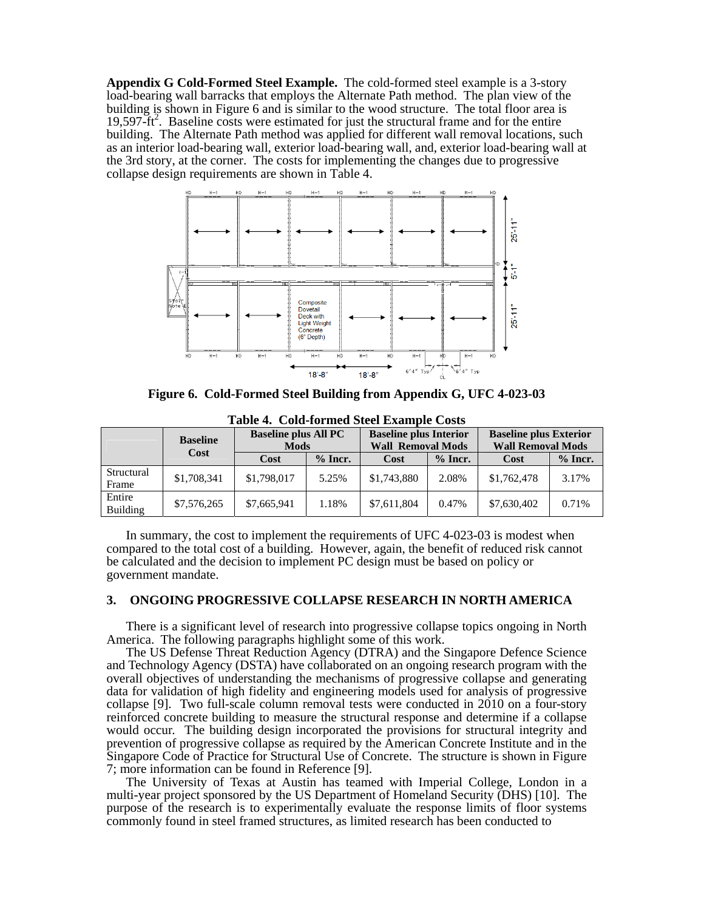**Appendix G Cold-Formed Steel Example.** The cold-formed steel example is a 3-story load-bearing wall barracks that employs the Alternate Path method. The plan view of the building is shown in Figure 6 and is similar to the wood structure. The total floor area is 19,597-ft$^2$. Baseline costs were estimated for just the structural frame and for the entire building. The Alternate Path method was applied for different wall removal locations, such as an interior load-bearing wall, exterior load-bearing wall, and, exterior load-bearing wall at the 3rd story, at the corner. The costs for implementing the changes due to progressive collapse design requirements are shown in Table 4.

**Figure 6. Cold-Formed Steel Building from Appendix G, UFC 4-023-03**

**Table 4. Cold-formed Steel Example Costs**

| | Baseline Cost | Baseline plus All PC Mods | | Baseline plus Interior Wall Removal Mods | | Baseline plus Exterior Wall Removal Mods | |
|---|---|---|---|---|---|---|---|
| | | Cost | % Incr. | Cost | % Incr. | Cost | % Incr. |
| Structural Frame | $1,708,341 | $1,798,017 | 5.25% | $1,743,880 | 2.08% | $1,762,478 | 3.17% |
| Entire Building | $7,576,265 | $7,665,941 | 1.18% | $7,611,804 | 0.47% | $7,630,402 | 0.71% |

In summary, the cost to implement the requirements of UFC 4-023-03 is modest when compared to the total cost of a building. However, again, the benefit of reduced risk cannot be calculated and the decision to implement PC design must be based on policy or government mandate.

## 3. ONGOING PROGRESSIVE COLLAPSE RESEARCH IN NORTH AMERICA

There is a significant level of research into progressive collapse topics ongoing in North America. The following paragraphs highlight some of this work.

The US Defense Threat Reduction Agency (DTRA) and the Singapore Defence Science and Technology Agency (DSTA) have collaborated on an ongoing research program with the overall objectives of understanding the mechanisms of progressive collapse and generating data for validation of high fidelity and engineering models used for analysis of progressive collapse [9]. Two full-scale column removal tests were conducted in 2010 on a four-story reinforced concrete building to measure the structural response and determine if a collapse would occur. The building design incorporated the provisions for structural integrity and prevention of progressive collapse as required by the American Concrete Institute and in the Singapore Code of Practice for Structural Use of Concrete. The structure is shown in Figure 7; more information can be found in Reference [9].

The University of Texas at Austin has teamed with Imperial College, London in a multi-year project sponsored by the US Department of Homeland Security (DHS) [10]. The purpose of the research is to experimentally evaluate the response limits of floor systems commonly found in steel framed structures, as limited research has been conducted to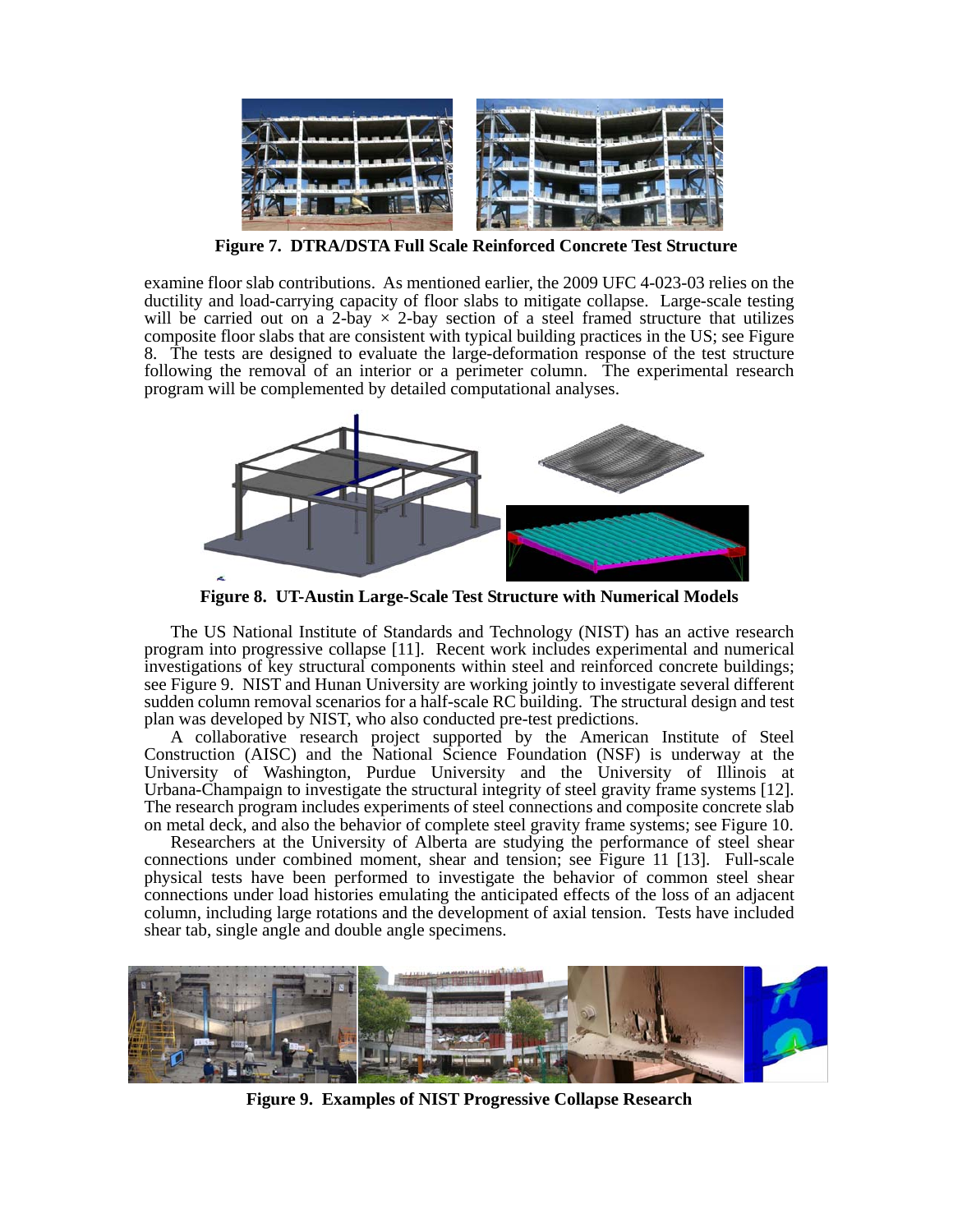**Figure 7. DTRA/DSTA Full Scale Reinforced Concrete Test Structure**

examine floor slab contributions. As mentioned earlier, the 2009 UFC 4-023-03 relies on the ductility and load-carrying capacity of floor slabs to mitigate collapse. Large-scale testing will be carried out on a 2-bay × 2-bay section of a steel framed structure that utilizes composite floor slabs that are consistent with typical building practices in the US; see Figure 8. The tests are designed to evaluate the large-deformation response of the test structure following the removal of an interior or a perimeter column. The experimental research program will be complemented by detailed computational analyses.

**Figure 8. UT-Austin Large-Scale Test Structure with Numerical Models**

The US National Institute of Standards and Technology (NIST) has an active research program into progressive collapse [11]. Recent work includes experimental and numerical investigations of key structural components within steel and reinforced concrete buildings; see Figure 9. NIST and Hunan University are working jointly to investigate several different sudden column removal scenarios for a half-scale RC building. The structural design and test plan was developed by NIST, who also conducted pre-test predictions.

A collaborative research project supported by the American Institute of Steel Construction (AISC) and the National Science Foundation (NSF) is underway at the University of Washington, Purdue University and the University of Illinois at Urbana-Champaign to investigate the structural integrity of steel gravity frame systems [12]. The research program includes experiments of steel connections and composite concrete slab on metal deck, and also the behavior of complete steel gravity frame systems; see Figure 10.

Researchers at the University of Alberta are studying the performance of steel shear connections under combined moment, shear and tension; see Figure 11 [13]. Full-scale physical tests have been performed to investigate the behavior of common steel shear connections under load histories emulating the anticipated effects of the loss of an adjacent column, including large rotations and the development of axial tension. Tests have included shear tab, single angle and double angle specimens.

**Figure 9. Examples of NIST Progressive Collapse Research**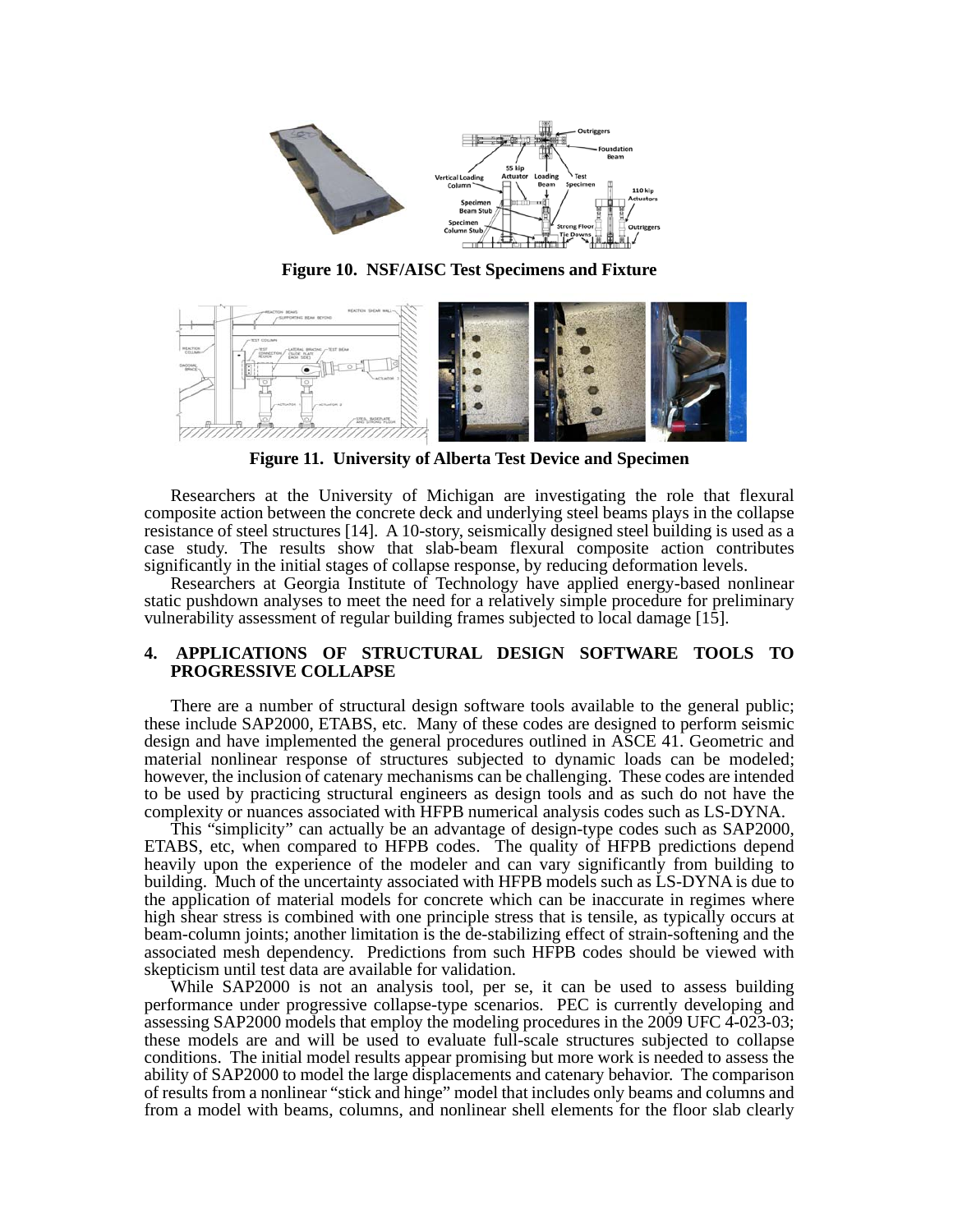**Figure 10. NSF/AISC Test Specimens and Fixture**

**Figure 11. University of Alberta Test Device and Specimen**

Researchers at the University of Michigan are investigating the role that flexural composite action between the concrete deck and underlying steel beams plays in the collapse resistance of steel structures [14]. A 10-story, seismically designed steel building is used as a case study. The results show that slab-beam flexural composite action contributes significantly in the initial stages of collapse response, by reducing deformation levels.

Researchers at Georgia Institute of Technology have applied energy-based nonlinear static pushdown analyses to meet the need for a relatively simple procedure for preliminary vulnerability assessment of regular building frames subjected to local damage [15].

## 4. APPLICATIONS OF STRUCTURAL DESIGN SOFTWARE TOOLS TO PROGRESSIVE COLLAPSE

There are a number of structural design software tools available to the general public; these include SAP2000, ETABS, etc. Many of these codes are designed to perform seismic design and have implemented the general procedures outlined in ASCE 41. Geometric and material nonlinear response of structures subjected to dynamic loads can be modeled; however, the inclusion of catenary mechanisms can be challenging. These codes are intended to be used by practicing structural engineers as design tools and as such do not have the complexity or nuances associated with HFPB numerical analysis codes such as LS-DYNA.

This "simplicity" can actually be an advantage of design-type codes such as SAP2000, ETABS, etc, when compared to HFPB codes. The quality of HFPB predictions depend heavily upon the experience of the modeler and can vary significantly from building to building. Much of the uncertainty associated with HFPB models such as LS-DYNA is due to the application of material models for concrete which can be inaccurate in regimes where high shear stress is combined with one principle stress that is tensile, as typically occurs at beam-column joints; another limitation is the de-stabilizing effect of strain-softening and the associated mesh dependency. Predictions from such HFPB codes should be viewed with skepticism until test data are available for validation.

While SAP2000 is not an analysis tool, per se, it can be used to assess building performance under progressive collapse-type scenarios. PEC is currently developing and assessing SAP2000 models that employ the modeling procedures in the 2009 UFC 4-023-03; these models are and will be used to evaluate full-scale structures subjected to collapse conditions. The initial model results appear promising but more work is needed to assess the ability of SAP2000 to model the large displacements and catenary behavior. The comparison of results from a nonlinear "stick and hinge" model that includes only beams and columns and from a model with beams, columns, and nonlinear shell elements for the floor slab clearly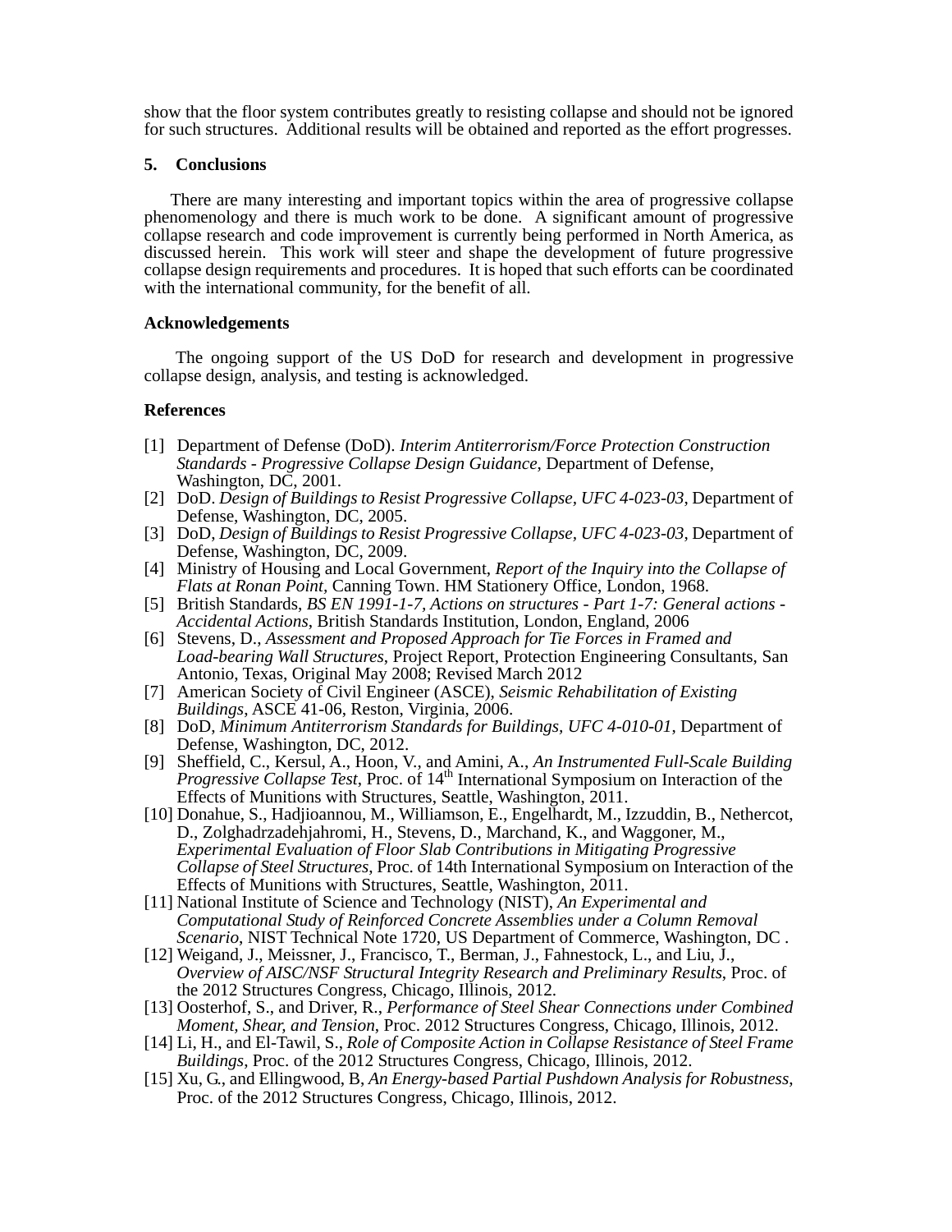show that the floor system contributes greatly to resisting collapse and should not be ignored for such structures. Additional results will be obtained and reported as the effort progresses.

## 5. Conclusions

There are many interesting and important topics within the area of progressive collapse phenomenology and there is much work to be done. A significant amount of progressive collapse research and code improvement is currently being performed in North America, as discussed herein. This work will steer and shape the development of future progressive collapse design requirements and procedures. It is hoped that such efforts can be coordinated with the international community, for the benefit of all.

## Acknowledgements

The ongoing support of the US DoD for research and development in progressive collapse design, analysis, and testing is acknowledged.

## References

[1] Department of Defense (DoD). *Interim Antiterrorism/Force Protection Construction Standards - Progressive Collapse Design Guidance*, Department of Defense, Washington, DC, 2001.

[2] DoD. *Design of Buildings to Resist Progressive Collapse, UFC 4-023-03*, Department of Defense, Washington, DC, 2005.

[3] DoD, *Design of Buildings to Resist Progressive Collapse, UFC 4-023-03*, Department of Defense, Washington, DC, 2009.

[4] Ministry of Housing and Local Government, *Report of the Inquiry into the Collapse of Flats at Ronan Point*, Canning Town. HM Stationery Office, London, 1968.

[5] British Standards, *BS EN 1991-1-7, Actions on structures - Part 1-7: General actions - Accidental Actions*, British Standards Institution, London, England, 2006

[6] Stevens, D., *Assessment and Proposed Approach for Tie Forces in Framed and Load-bearing Wall Structures*, Project Report, Protection Engineering Consultants, San Antonio, Texas, Original May 2008; Revised March 2012

[7] American Society of Civil Engineer (ASCE), *Seismic Rehabilitation of Existing Buildings*, ASCE 41-06, Reston, Virginia, 2006.

[8] DoD, *Minimum Antiterrorism Standards for Buildings, UFC 4-010-01*, Department of Defense, Washington, DC, 2012.

[9] Sheffield, C., Kersul, A., Hoon, V., and Amini, A., *An Instrumented Full-Scale Building Progressive Collapse Test*, Proc. of 14th International Symposium on Interaction of the Effects of Munitions with Structures, Seattle, Washington, 2011.

[10] Donahue, S., Hadjioannou, M., Williamson, E., Engelhardt, M., Izzuddin, B., Nethercot, D., Zolghadrzadehjahromi, H., Stevens, D., Marchand, K., and Waggoner, M., *Experimental Evaluation of Floor Slab Contributions in Mitigating Progressive Collapse of Steel Structures*, Proc. of 14th International Symposium on Interaction of the Effects of Munitions with Structures, Seattle, Washington, 2011.

[11] National Institute of Science and Technology (NIST), *An Experimental and Computational Study of Reinforced Concrete Assemblies under a Column Removal Scenario*, NIST Technical Note 1720, US Department of Commerce, Washington, DC .

[12] Weigand, J., Meissner, J., Francisco, T., Berman, J., Fahnestock, L., and Liu, J., *Overview of AISC/NSF Structural Integrity Research and Preliminary Results*, Proc. of the 2012 Structures Congress, Chicago, Illinois, 2012.

[13] Oosterhof, S., and Driver, R., *Performance of Steel Shear Connections under Combined Moment, Shear, and Tension*, Proc. 2012 Structures Congress, Chicago, Illinois, 2012.

[14] Li, H., and El-Tawil, S., *Role of Composite Action in Collapse Resistance of Steel Frame Buildings*, Proc. of the 2012 Structures Congress, Chicago, Illinois, 2012.

[15] Xu, G., and Ellingwood, B, *An Energy-based Partial Pushdown Analysis for Robustness*, Proc. of the 2012 Structures Congress, Chicago, Illinois, 2012.